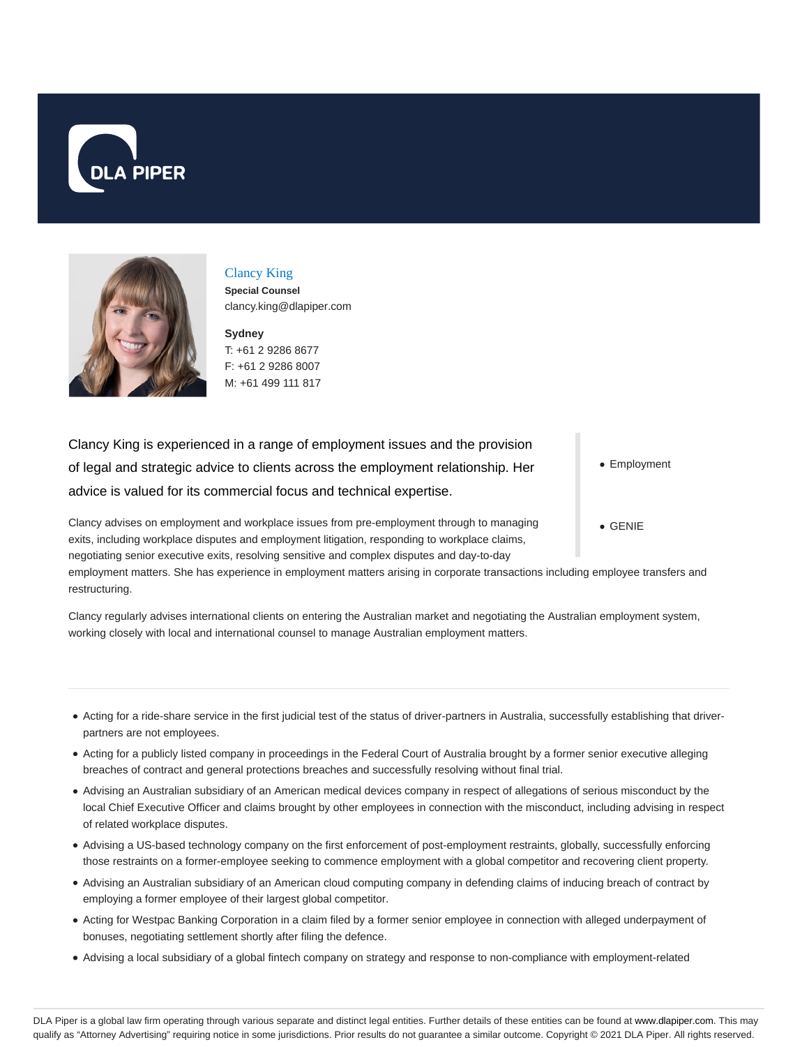DLA PIPER

# Clancy King

**Special Counsel**

clancy.king@dlapiper.com

**Sydney**

T: +61 2 9286 8677
F: +61 2 9286 8007
M: +61 499 111 817

- Employment
- GENIE

Clancy King is experienced in a range of employment issues and the provision of legal and strategic advice to clients across the employment relationship. Her advice is valued for its commercial focus and technical expertise.

Clancy advises on employment and workplace issues from pre-employment through to managing exits, including workplace disputes and employment litigation, responding to workplace claims, negotiating senior executive exits, resolving sensitive and complex disputes and day-to-day employment matters. She has experience in employment matters arising in corporate transactions including employee transfers and restructuring.

Clancy regularly advises international clients on entering the Australian market and negotiating the Australian employment system, working closely with local and international counsel to manage Australian employment matters.

---

- Acting for a ride-share service in the first judicial test of the status of driver-partners in Australia, successfully establishing that driver-partners are not employees.
- Acting for a publicly listed company in proceedings in the Federal Court of Australia brought by a former senior executive alleging breaches of contract and general protections breaches and successfully resolving without final trial.
- Advising an Australian subsidiary of an American medical devices company in respect of allegations of serious misconduct by the local Chief Executive Officer and claims brought by other employees in connection with the misconduct, including advising in respect of related workplace disputes.
- Advising a US-based technology company on the first enforcement of post-employment restraints, globally, successfully enforcing those restraints on a former-employee seeking to commence employment with a global competitor and recovering client property.
- Advising an Australian subsidiary of an American cloud computing company in defending claims of inducing breach of contract by employing a former employee of their largest global competitor.
- Acting for Westpac Banking Corporation in a claim filed by a former senior employee in connection with alleged underpayment of bonuses, negotiating settlement shortly after filing the defence.
- Advising a local subsidiary of a global fintech company on strategy and response to non-compliance with employment-related

DLA Piper is a global law firm operating through various separate and distinct legal entities. Further details of these entities can be found at www.dlapiper.com. This may qualify as "Attorney Advertising" requiring notice in some jurisdictions. Prior results do not guarantee a similar outcome. Copyright © 2021 DLA Piper. All rights reserved.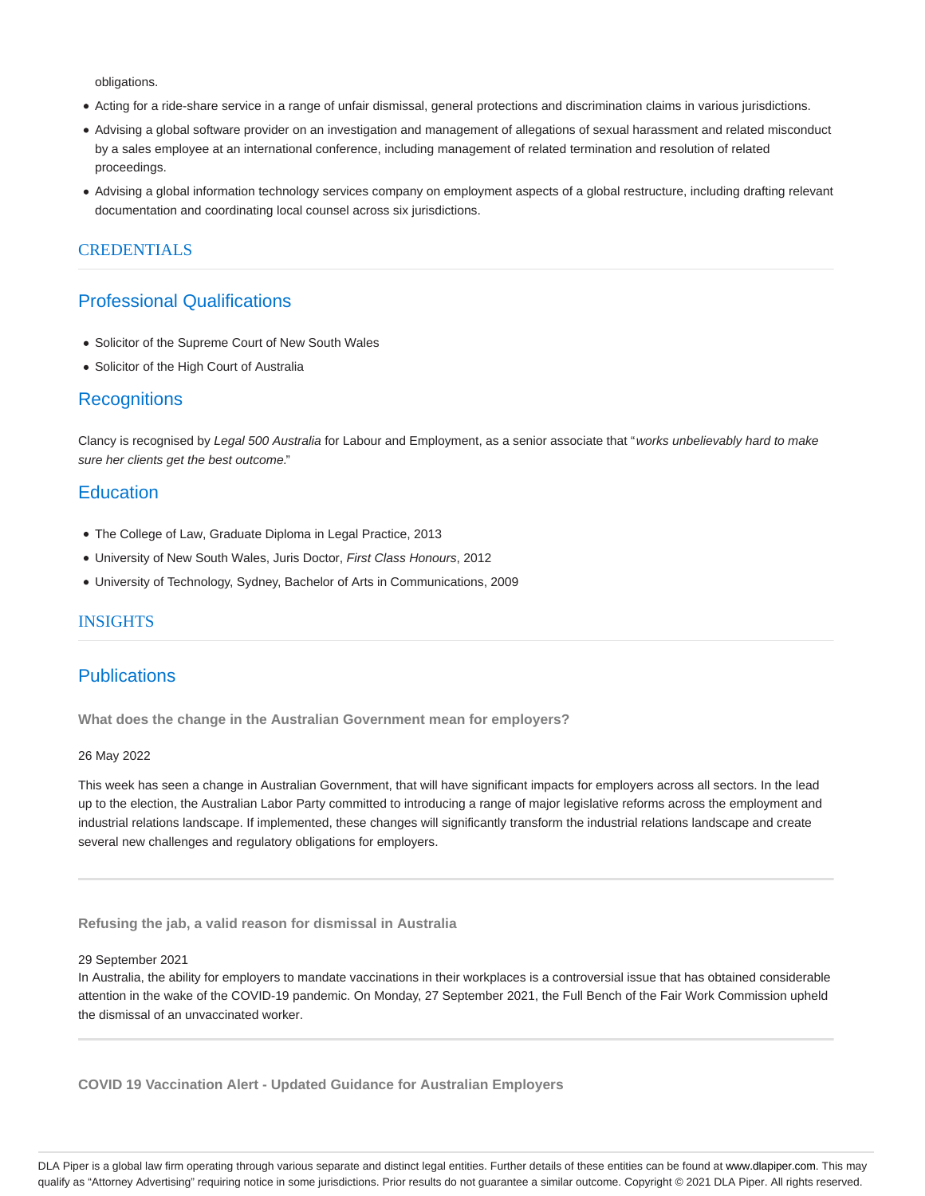obligations.

- Acting for a ride-share service in a range of unfair dismissal, general protections and discrimination claims in various jurisdictions.
- Advising a global software provider on an investigation and management of allegations of sexual harassment and related misconduct by a sales employee at an international conference, including management of related termination and resolution of related proceedings.
- Advising a global information technology services company on employment aspects of a global restructure, including drafting relevant documentation and coordinating local counsel across six jurisdictions.

## CREDENTIALS

### Professional Qualifications

- Solicitor of the Supreme Court of New South Wales
- Solicitor of the High Court of Australia

### Recognitions

Clancy is recognised by *Legal 500 Australia* for Labour and Employment, as a senior associate that "*works unbelievably hard to make sure her clients get the best outcome.*"

### Education

- The College of Law, Graduate Diploma in Legal Practice, 2013
- University of New South Wales, Juris Doctor, *First Class Honours*, 2012
- University of Technology, Sydney, Bachelor of Arts in Communications, 2009

## INSIGHTS

### Publications

**What does the change in the Australian Government mean for employers?**

26 May 2022

This week has seen a change in Australian Government, that will have significant impacts for employers across all sectors. In the lead up to the election, the Australian Labor Party committed to introducing a range of major legislative reforms across the employment and industrial relations landscape. If implemented, these changes will significantly transform the industrial relations landscape and create several new challenges and regulatory obligations for employers.

---

**Refusing the jab, a valid reason for dismissal in Australia**

29 September 2021

In Australia, the ability for employers to mandate vaccinations in their workplaces is a controversial issue that has obtained considerable attention in the wake of the COVID-19 pandemic. On Monday, 27 September 2021, the Full Bench of the Fair Work Commission upheld the dismissal of an unvaccinated worker.

---

**COVID 19 Vaccination Alert - Updated Guidance for Australian Employers**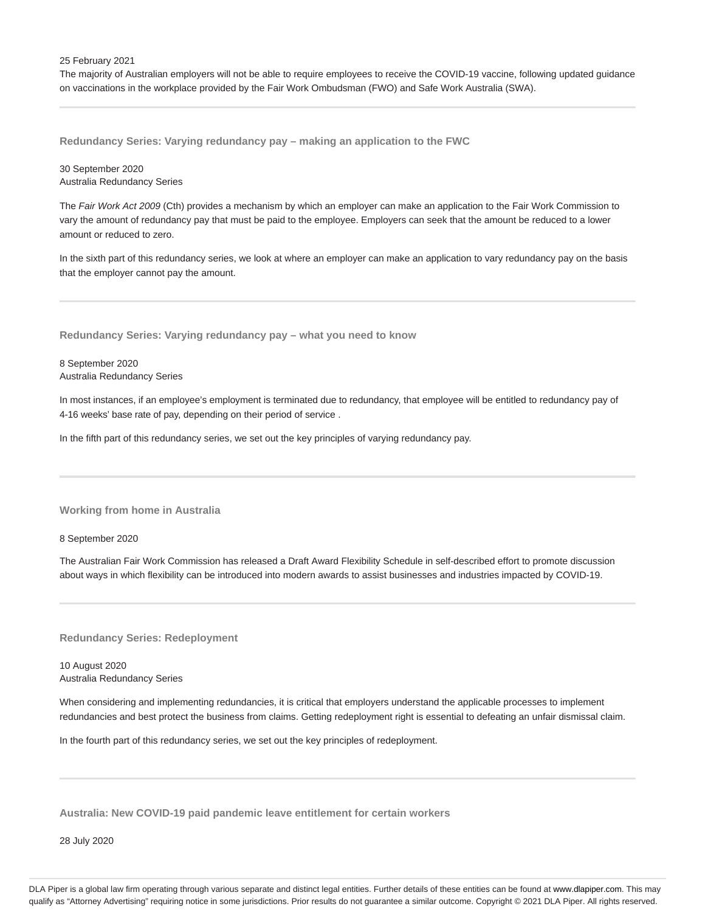25 February 2021

The majority of Australian employers will not be able to require employees to receive the COVID-19 vaccine, following updated guidance on vaccinations in the workplace provided by the Fair Work Ombudsman (FWO) and Safe Work Australia (SWA).

---

### Redundancy Series: Varying redundancy pay – making an application to the FWC

30 September 2020
Australia Redundancy Series

The *Fair Work Act 2009* (Cth) provides a mechanism by which an employer can make an application to the Fair Work Commission to vary the amount of redundancy pay that must be paid to the employee. Employers can seek that the amount be reduced to a lower amount or reduced to zero.

In the sixth part of this redundancy series, we look at where an employer can make an application to vary redundancy pay on the basis that the employer cannot pay the amount.

---

### Redundancy Series: Varying redundancy pay – what you need to know

8 September 2020
Australia Redundancy Series

In most instances, if an employee's employment is terminated due to redundancy, that employee will be entitled to redundancy pay of 4-16 weeks' base rate of pay, depending on their period of service .

In the fifth part of this redundancy series, we set out the key principles of varying redundancy pay.

---

### Working from home in Australia

8 September 2020

The Australian Fair Work Commission has released a Draft Award Flexibility Schedule in self-described effort to promote discussion about ways in which flexibility can be introduced into modern awards to assist businesses and industries impacted by COVID-19.

---

### Redundancy Series: Redeployment

10 August 2020
Australia Redundancy Series

When considering and implementing redundancies, it is critical that employers understand the applicable processes to implement redundancies and best protect the business from claims. Getting redeployment right is essential to defeating an unfair dismissal claim.

In the fourth part of this redundancy series, we set out the key principles of redeployment.

---

### Australia: New COVID-19 paid pandemic leave entitlement for certain workers

28 July 2020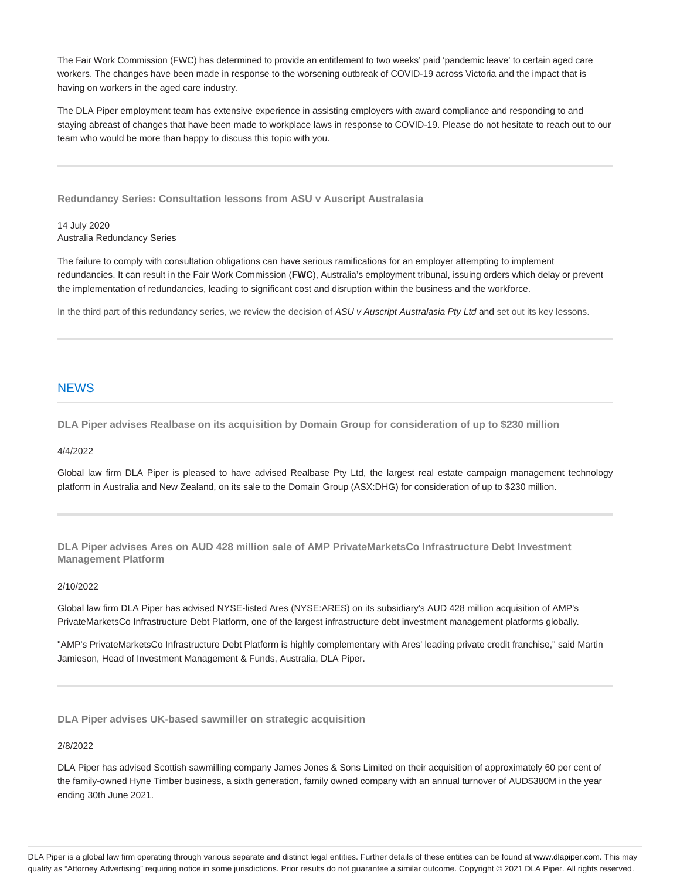The Fair Work Commission (FWC) has determined to provide an entitlement to two weeks' paid 'pandemic leave' to certain aged care workers. The changes have been made in response to the worsening outbreak of COVID-19 across Victoria and the impact that is having on workers in the aged care industry.

The DLA Piper employment team has extensive experience in assisting employers with award compliance and responding to and staying abreast of changes that have been made to workplace laws in response to COVID-19. Please do not hesitate to reach out to our team who would be more than happy to discuss this topic with you.

---

### Redundancy Series: Consultation lessons from ASU v Auscript Australasia

14 July 2020
Australia Redundancy Series

The failure to comply with consultation obligations can have serious ramifications for an employer attempting to implement redundancies. It can result in the Fair Work Commission (**FWC**), Australia's employment tribunal, issuing orders which delay or prevent the implementation of redundancies, leading to significant cost and disruption within the business and the workforce.

In the third part of this redundancy series, we review the decision of *ASU v Auscript Australasia Pty Ltd* and set out its key lessons.

---

## NEWS

### DLA Piper advises Realbase on its acquisition by Domain Group for consideration of up to $230 million

4/4/2022

Global law firm DLA Piper is pleased to have advised Realbase Pty Ltd, the largest real estate campaign management technology platform in Australia and New Zealand, on its sale to the Domain Group (ASX:DHG) for consideration of up to $230 million.

---

### DLA Piper advises Ares on AUD 428 million sale of AMP PrivateMarketsCo Infrastructure Debt Investment Management Platform

2/10/2022

Global law firm DLA Piper has advised NYSE-listed Ares (NYSE:ARES) on its subsidiary's AUD 428 million acquisition of AMP's PrivateMarketsCo Infrastructure Debt Platform, one of the largest infrastructure debt investment management platforms globally.

"AMP's PrivateMarketsCo Infrastructure Debt Platform is highly complementary with Ares' leading private credit franchise," said Martin Jamieson, Head of Investment Management & Funds, Australia, DLA Piper.

---

### DLA Piper advises UK-based sawmiller on strategic acquisition

2/8/2022

DLA Piper has advised Scottish sawmilling company James Jones & Sons Limited on their acquisition of approximately 60 per cent of the family-owned Hyne Timber business, a sixth generation, family owned company with an annual turnover of AUD$380M in the year ending 30th June 2021.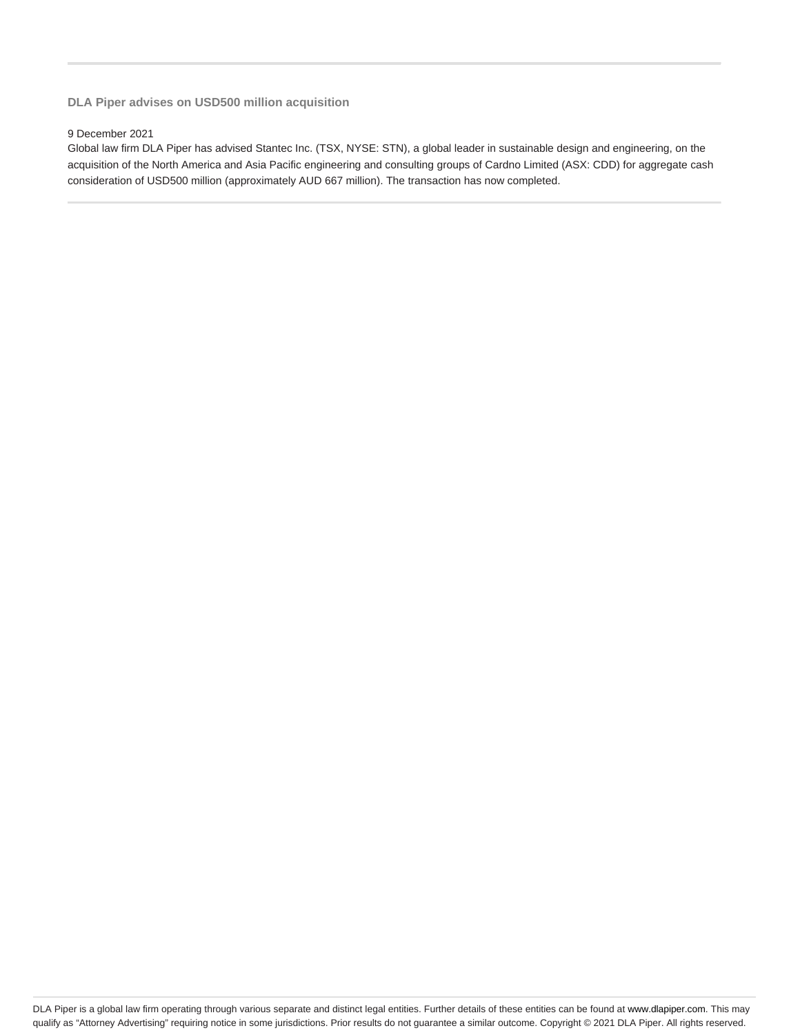**DLA Piper advises on USD500 million acquisition**

9 December 2021

Global law firm DLA Piper has advised Stantec Inc. (TSX, NYSE: STN), a global leader in sustainable design and engineering, on the acquisition of the North America and Asia Pacific engineering and consulting groups of Cardno Limited (ASX: CDD) for aggregate cash consideration of USD500 million (approximately AUD 667 million). The transaction has now completed.

DLA Piper is a global law firm operating through various separate and distinct legal entities. Further details of these entities can be found at www.dlapiper.com. This may qualify as "Attorney Advertising" requiring notice in some jurisdictions. Prior results do not guarantee a similar outcome. Copyright © 2021 DLA Piper. All rights reserved.